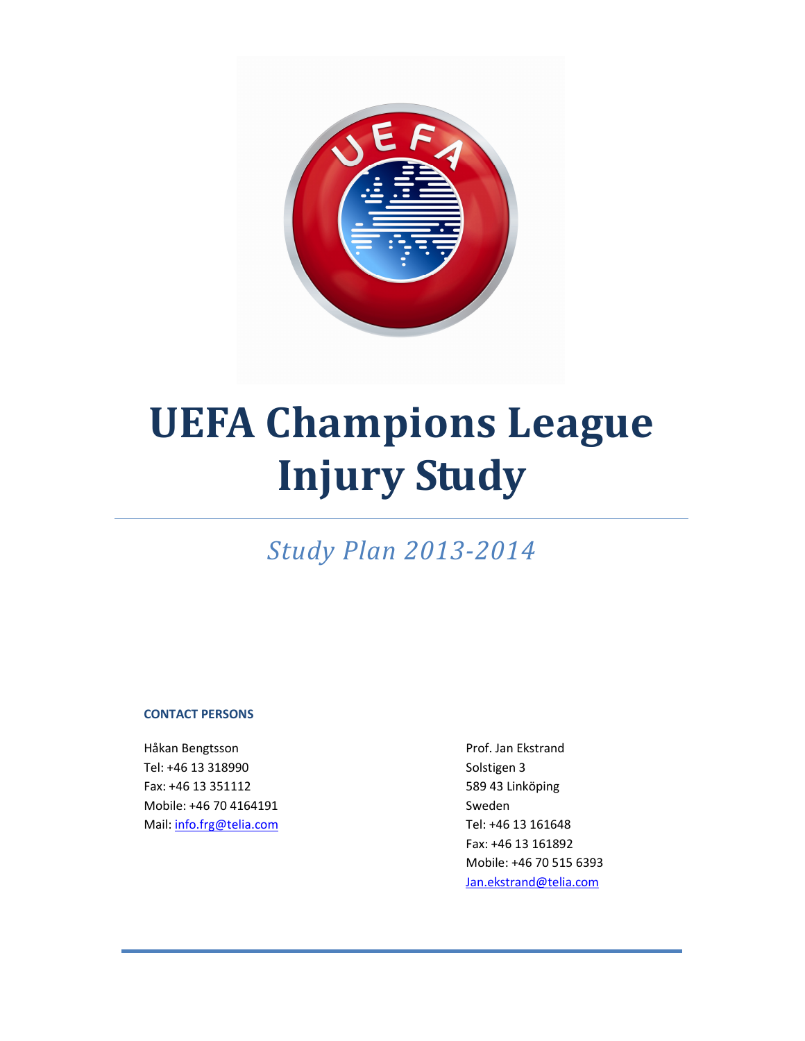# UEFA Champions League Injury Study

*Study Plan 2013-2014*

**CONTACT PERSONS**

Håkan Bengtsson
Tel: +46 13 318990
Fax: +46 13 351112
Mobile: +46 70 4164191
Mail: info.frg@telia.com

Prof. Jan Ekstrand
Solstigen 3
589 43 Linköping
Sweden
Tel: +46 13 161648
Fax: +46 13 161892
Mobile: +46 70 515 6393
Jan.ekstrand@telia.com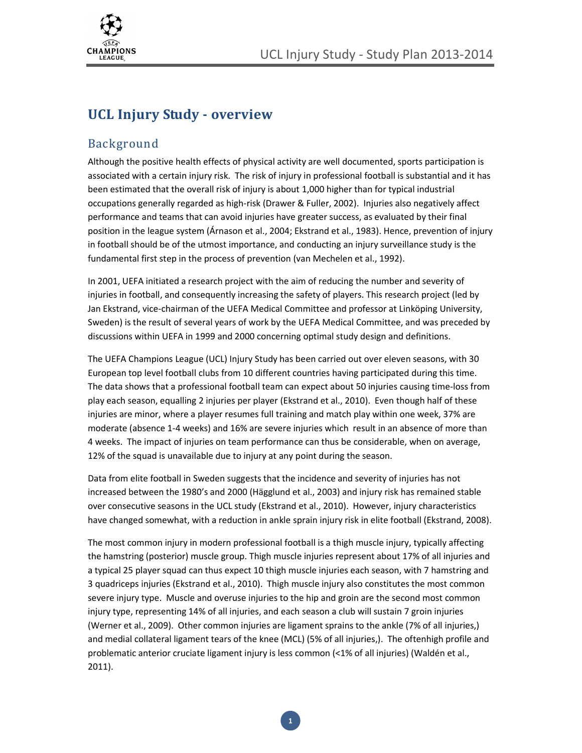# UCL Injury Study - overview

## Background

Although the positive health effects of physical activity are well documented, sports participation is associated with a certain injury risk. The risk of injury in professional football is substantial and it has been estimated that the overall risk of injury is about 1,000 higher than for typical industrial occupations generally regarded as high-risk (Drawer & Fuller, 2002). Injuries also negatively affect performance and teams that can avoid injuries have greater success, as evaluated by their final position in the league system (Árnason et al., 2004; Ekstrand et al., 1983). Hence, prevention of injury in football should be of the utmost importance, and conducting an injury surveillance study is the fundamental first step in the process of prevention (van Mechelen et al., 1992).

In 2001, UEFA initiated a research project with the aim of reducing the number and severity of injuries in football, and consequently increasing the safety of players. This research project (led by Jan Ekstrand, vice-chairman of the UEFA Medical Committee and professor at Linköping University, Sweden) is the result of several years of work by the UEFA Medical Committee, and was preceded by discussions within UEFA in 1999 and 2000 concerning optimal study design and definitions.

The UEFA Champions League (UCL) Injury Study has been carried out over eleven seasons, with 30 European top level football clubs from 10 different countries having participated during this time. The data shows that a professional football team can expect about 50 injuries causing time-loss from play each season, equalling 2 injuries per player (Ekstrand et al., 2010). Even though half of these injuries are minor, where a player resumes full training and match play within one week, 37% are moderate (absence 1-4 weeks) and 16% are severe injuries which result in an absence of more than 4 weeks. The impact of injuries on team performance can thus be considerable, when on average, 12% of the squad is unavailable due to injury at any point during the season.

Data from elite football in Sweden suggests that the incidence and severity of injuries has not increased between the 1980's and 2000 (Hägglund et al., 2003) and injury risk has remained stable over consecutive seasons in the UCL study (Ekstrand et al., 2010). However, injury characteristics have changed somewhat, with a reduction in ankle sprain injury risk in elite football (Ekstrand, 2008).

The most common injury in modern professional football is a thigh muscle injury, typically affecting the hamstring (posterior) muscle group. Thigh muscle injuries represent about 17% of all injuries and a typical 25 player squad can thus expect 10 thigh muscle injuries each season, with 7 hamstring and 3 quadriceps injuries (Ekstrand et al., 2010). Thigh muscle injury also constitutes the most common severe injury type. Muscle and overuse injuries to the hip and groin are the second most common injury type, representing 14% of all injuries, and each season a club will sustain 7 groin injuries (Werner et al., 2009). Other common injuries are ligament sprains to the ankle (7% of all injuries,) and medial collateral ligament tears of the knee (MCL) (5% of all injuries,). The oftenhigh profile and problematic anterior cruciate ligament injury is less common (<1% of all injuries) (Waldén et al., 2011).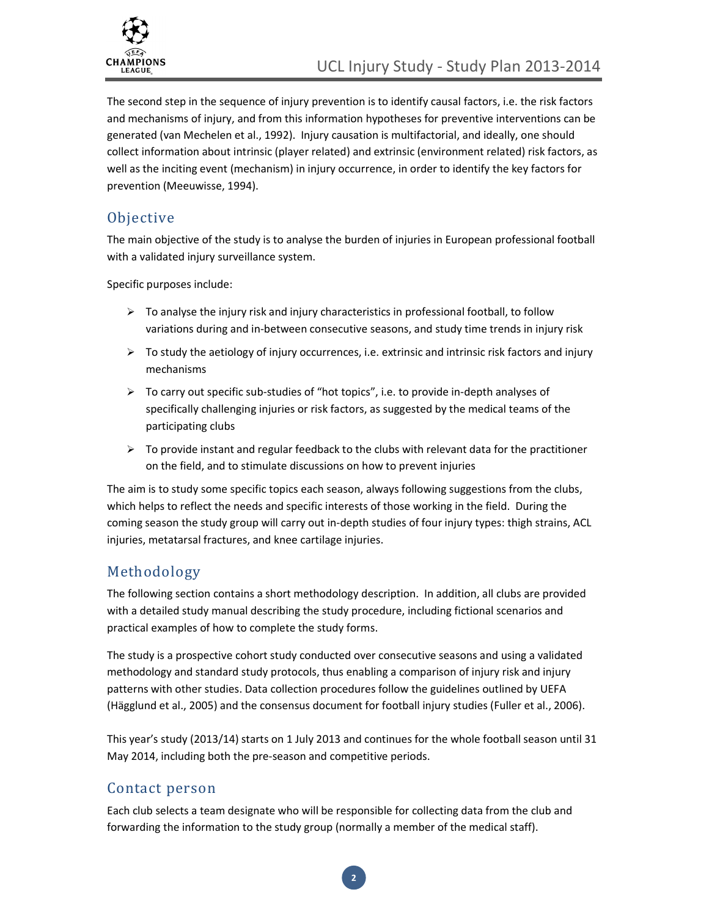The second step in the sequence of injury prevention is to identify causal factors, i.e. the risk factors and mechanisms of injury, and from this information hypotheses for preventive interventions can be generated (van Mechelen et al., 1992). Injury causation is multifactorial, and ideally, one should collect information about intrinsic (player related) and extrinsic (environment related) risk factors, as well as the inciting event (mechanism) in injury occurrence, in order to identify the key factors for prevention (Meeuwisse, 1994).

## Objective

The main objective of the study is to analyse the burden of injuries in European professional football with a validated injury surveillance system.

Specific purposes include:

- To analyse the injury risk and injury characteristics in professional football, to follow variations during and in-between consecutive seasons, and study time trends in injury risk
- To study the aetiology of injury occurrences, i.e. extrinsic and intrinsic risk factors and injury mechanisms
- To carry out specific sub-studies of "hot topics", i.e. to provide in-depth analyses of specifically challenging injuries or risk factors, as suggested by the medical teams of the participating clubs
- To provide instant and regular feedback to the clubs with relevant data for the practitioner on the field, and to stimulate discussions on how to prevent injuries

The aim is to study some specific topics each season, always following suggestions from the clubs, which helps to reflect the needs and specific interests of those working in the field. During the coming season the study group will carry out in-depth studies of four injury types: thigh strains, ACL injuries, metatarsal fractures, and knee cartilage injuries.

## Methodology

The following section contains a short methodology description. In addition, all clubs are provided with a detailed study manual describing the study procedure, including fictional scenarios and practical examples of how to complete the study forms.

The study is a prospective cohort study conducted over consecutive seasons and using a validated methodology and standard study protocols, thus enabling a comparison of injury risk and injury patterns with other studies. Data collection procedures follow the guidelines outlined by UEFA (Hägglund et al., 2005) and the consensus document for football injury studies (Fuller et al., 2006).

This year's study (2013/14) starts on 1 July 2013 and continues for the whole football season until 31 May 2014, including both the pre-season and competitive periods.

## Contact person

Each club selects a team designate who will be responsible for collecting data from the club and forwarding the information to the study group (normally a member of the medical staff).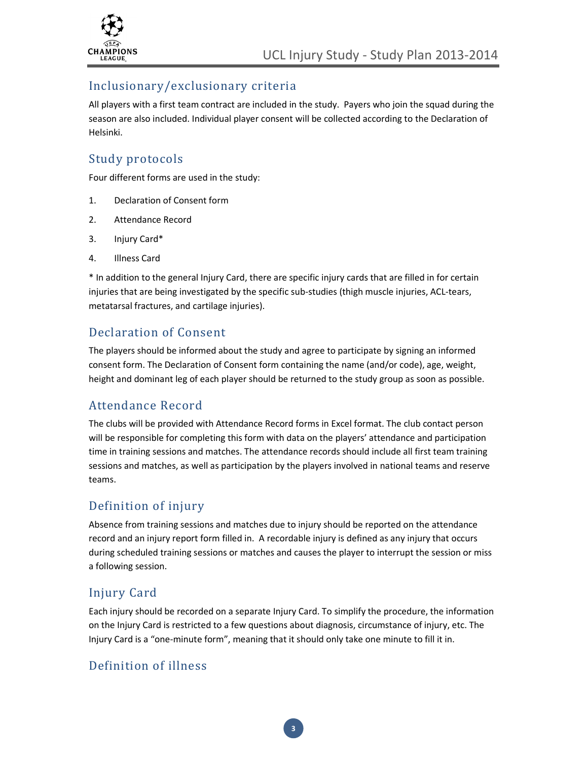## Inclusionary/exclusionary criteria

All players with a first team contract are included in the study. Payers who join the squad during the season are also included. Individual player consent will be collected according to the Declaration of Helsinki.

## Study protocols

Four different forms are used in the study:

1. Declaration of Consent form
2. Attendance Record
3. Injury Card*
4. Illness Card

* In addition to the general Injury Card, there are specific injury cards that are filled in for certain injuries that are being investigated by the specific sub-studies (thigh muscle injuries, ACL-tears, metatarsal fractures, and cartilage injuries).

## Declaration of Consent

The players should be informed about the study and agree to participate by signing an informed consent form. The Declaration of Consent form containing the name (and/or code), age, weight, height and dominant leg of each player should be returned to the study group as soon as possible.

## Attendance Record

The clubs will be provided with Attendance Record forms in Excel format. The club contact person will be responsible for completing this form with data on the players' attendance and participation time in training sessions and matches. The attendance records should include all first team training sessions and matches, as well as participation by the players involved in national teams and reserve teams.

## Definition of injury

Absence from training sessions and matches due to injury should be reported on the attendance record and an injury report form filled in. A recordable injury is defined as any injury that occurs during scheduled training sessions or matches and causes the player to interrupt the session or miss a following session.

## Injury Card

Each injury should be recorded on a separate Injury Card. To simplify the procedure, the information on the Injury Card is restricted to a few questions about diagnosis, circumstance of injury, etc. The Injury Card is a "one-minute form", meaning that it should only take one minute to fill it in.

## Definition of illness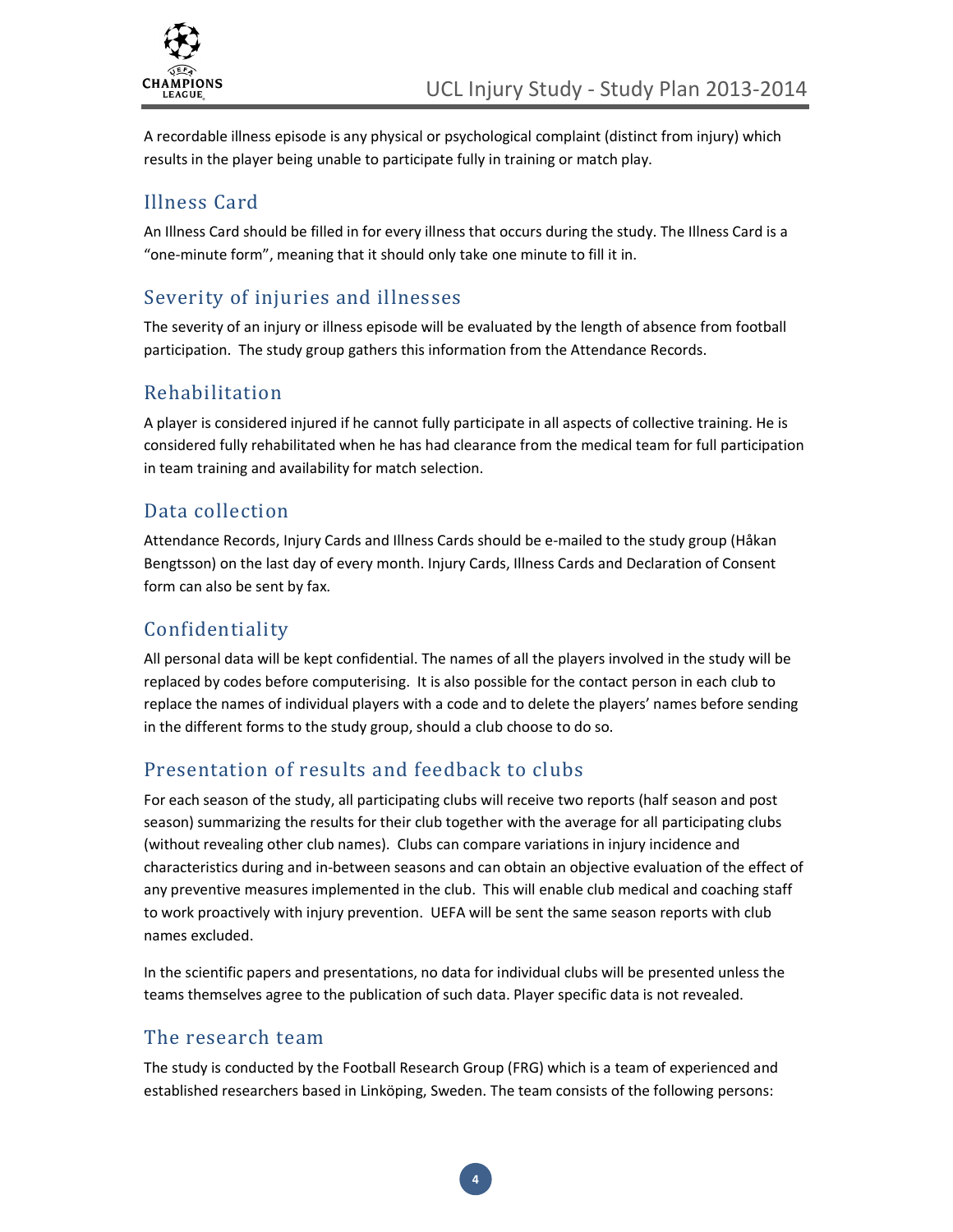A recordable illness episode is any physical or psychological complaint (distinct from injury) which results in the player being unable to participate fully in training or match play.

## Illness Card

An Illness Card should be filled in for every illness that occurs during the study. The Illness Card is a "one-minute form", meaning that it should only take one minute to fill it in.

## Severity of injuries and illnesses

The severity of an injury or illness episode will be evaluated by the length of absence from football participation. The study group gathers this information from the Attendance Records.

## Rehabilitation

A player is considered injured if he cannot fully participate in all aspects of collective training. He is considered fully rehabilitated when he has had clearance from the medical team for full participation in team training and availability for match selection.

## Data collection

Attendance Records, Injury Cards and Illness Cards should be e-mailed to the study group (Håkan Bengtsson) on the last day of every month. Injury Cards, Illness Cards and Declaration of Consent form can also be sent by fax.

## Confidentiality

All personal data will be kept confidential. The names of all the players involved in the study will be replaced by codes before computerising. It is also possible for the contact person in each club to replace the names of individual players with a code and to delete the players' names before sending in the different forms to the study group, should a club choose to do so.

## Presentation of results and feedback to clubs

For each season of the study, all participating clubs will receive two reports (half season and post season) summarizing the results for their club together with the average for all participating clubs (without revealing other club names). Clubs can compare variations in injury incidence and characteristics during and in-between seasons and can obtain an objective evaluation of the effect of any preventive measures implemented in the club. This will enable club medical and coaching staff to work proactively with injury prevention. UEFA will be sent the same season reports with club names excluded.

In the scientific papers and presentations, no data for individual clubs will be presented unless the teams themselves agree to the publication of such data. Player specific data is not revealed.

## The research team

The study is conducted by the Football Research Group (FRG) which is a team of experienced and established researchers based in Linköping, Sweden. The team consists of the following persons: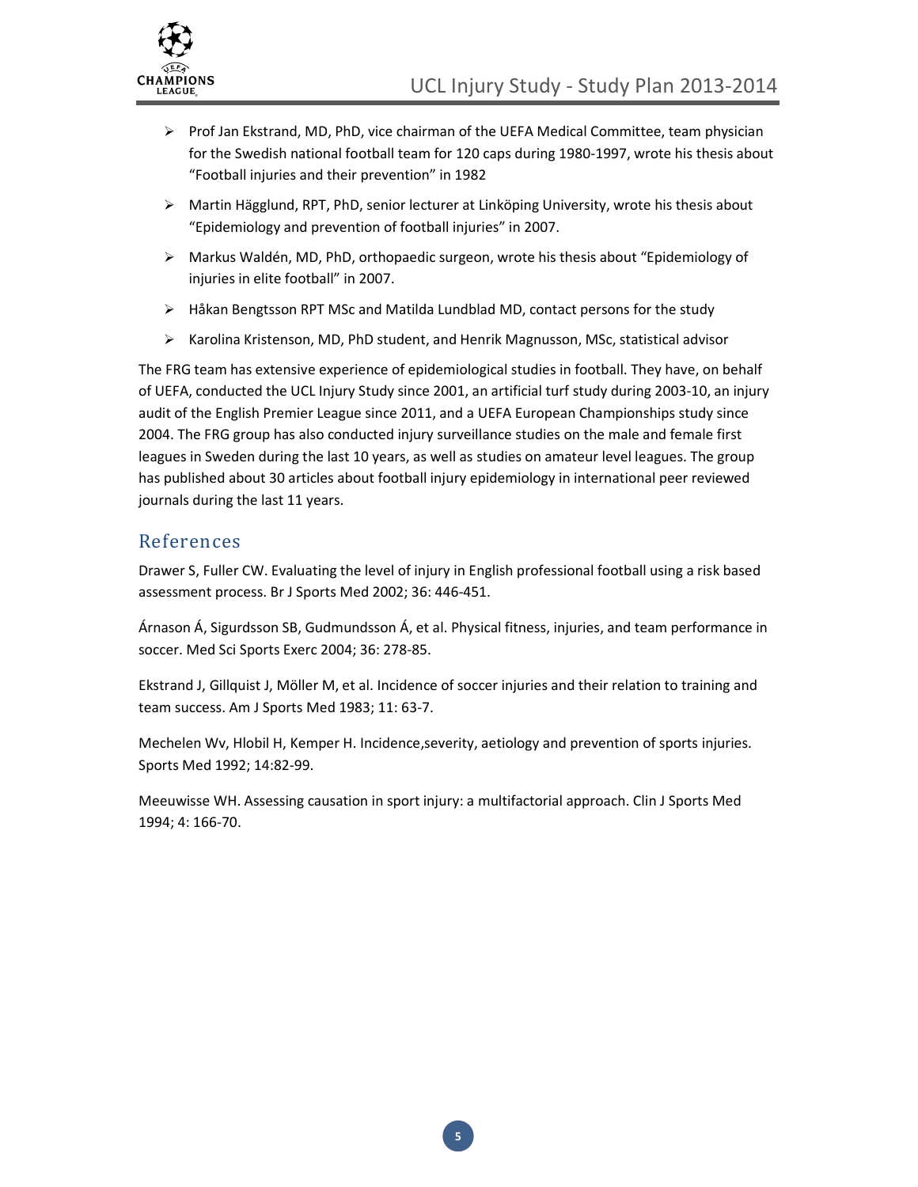- Prof Jan Ekstrand, MD, PhD, vice chairman of the UEFA Medical Committee, team physician for the Swedish national football team for 120 caps during 1980-1997, wrote his thesis about "Football injuries and their prevention" in 1982
- Martin Hägglund, RPT, PhD, senior lecturer at Linköping University, wrote his thesis about "Epidemiology and prevention of football injuries" in 2007.
- Markus Waldén, MD, PhD, orthopaedic surgeon, wrote his thesis about "Epidemiology of injuries in elite football" in 2007.
- Håkan Bengtsson RPT MSc and Matilda Lundblad MD, contact persons for the study
- Karolina Kristenson, MD, PhD student, and Henrik Magnusson, MSc, statistical advisor

The FRG team has extensive experience of epidemiological studies in football. They have, on behalf of UEFA, conducted the UCL Injury Study since 2001, an artificial turf study during 2003-10, an injury audit of the English Premier League since 2011, and a UEFA European Championships study since 2004. The FRG group has also conducted injury surveillance studies on the male and female first leagues in Sweden during the last 10 years, as well as studies on amateur level leagues. The group has published about 30 articles about football injury epidemiology in international peer reviewed journals during the last 11 years.

## References

Drawer S, Fuller CW. Evaluating the level of injury in English professional football using a risk based assessment process. Br J Sports Med 2002; 36: 446-451.

Árnason Á, Sigurdsson SB, Gudmundsson Á, et al. Physical fitness, injuries, and team performance in soccer. Med Sci Sports Exerc 2004; 36: 278-85.

Ekstrand J, Gillquist J, Möller M, et al. Incidence of soccer injuries and their relation to training and team success. Am J Sports Med 1983; 11: 63-7.

Mechelen Wv, Hlobil H, Kemper H. Incidence,severity, aetiology and prevention of sports injuries. Sports Med 1992; 14:82-99.

Meeuwisse WH. Assessing causation in sport injury: a multifactorial approach. Clin J Sports Med 1994; 4: 166-70.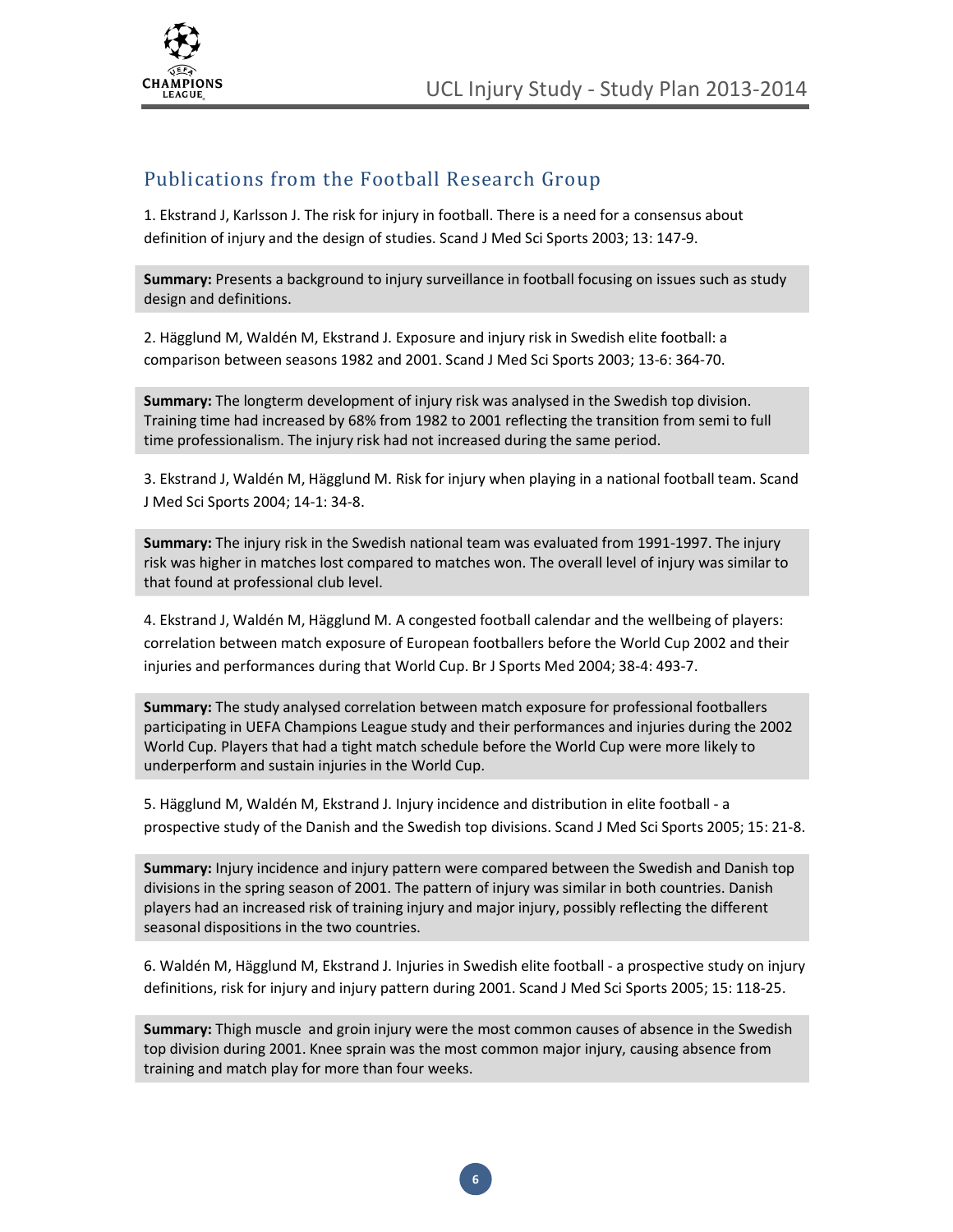## Publications from the Football Research Group

1. Ekstrand J, Karlsson J. The risk for injury in football. There is a need for a consensus about definition of injury and the design of studies. Scand J Med Sci Sports 2003; 13: 147-9.

**Summary:** Presents a background to injury surveillance in football focusing on issues such as study design and definitions.

2. Hägglund M, Waldén M, Ekstrand J. Exposure and injury risk in Swedish elite football: a comparison between seasons 1982 and 2001. Scand J Med Sci Sports 2003; 13-6: 364-70.

**Summary:** The longterm development of injury risk was analysed in the Swedish top division. Training time had increased by 68% from 1982 to 2001 reflecting the transition from semi to full time professionalism. The injury risk had not increased during the same period.

3. Ekstrand J, Waldén M, Hägglund M. Risk for injury when playing in a national football team. Scand J Med Sci Sports 2004; 14-1: 34-8.

**Summary:** The injury risk in the Swedish national team was evaluated from 1991-1997. The injury risk was higher in matches lost compared to matches won. The overall level of injury was similar to that found at professional club level.

4. Ekstrand J, Waldén M, Hägglund M. A congested football calendar and the wellbeing of players: correlation between match exposure of European footballers before the World Cup 2002 and their injuries and performances during that World Cup. Br J Sports Med 2004; 38-4: 493-7.

**Summary:** The study analysed correlation between match exposure for professional footballers participating in UEFA Champions League study and their performances and injuries during the 2002 World Cup. Players that had a tight match schedule before the World Cup were more likely to underperform and sustain injuries in the World Cup.

5. Hägglund M, Waldén M, Ekstrand J. Injury incidence and distribution in elite football - a prospective study of the Danish and the Swedish top divisions. Scand J Med Sci Sports 2005; 15: 21-8.

**Summary:** Injury incidence and injury pattern were compared between the Swedish and Danish top divisions in the spring season of 2001. The pattern of injury was similar in both countries. Danish players had an increased risk of training injury and major injury, possibly reflecting the different seasonal dispositions in the two countries.

6. Waldén M, Hägglund M, Ekstrand J. Injuries in Swedish elite football - a prospective study on injury definitions, risk for injury and injury pattern during 2001. Scand J Med Sci Sports 2005; 15: 118-25.

**Summary:** Thigh muscle and groin injury were the most common causes of absence in the Swedish top division during 2001. Knee sprain was the most common major injury, causing absence from training and match play for more than four weeks.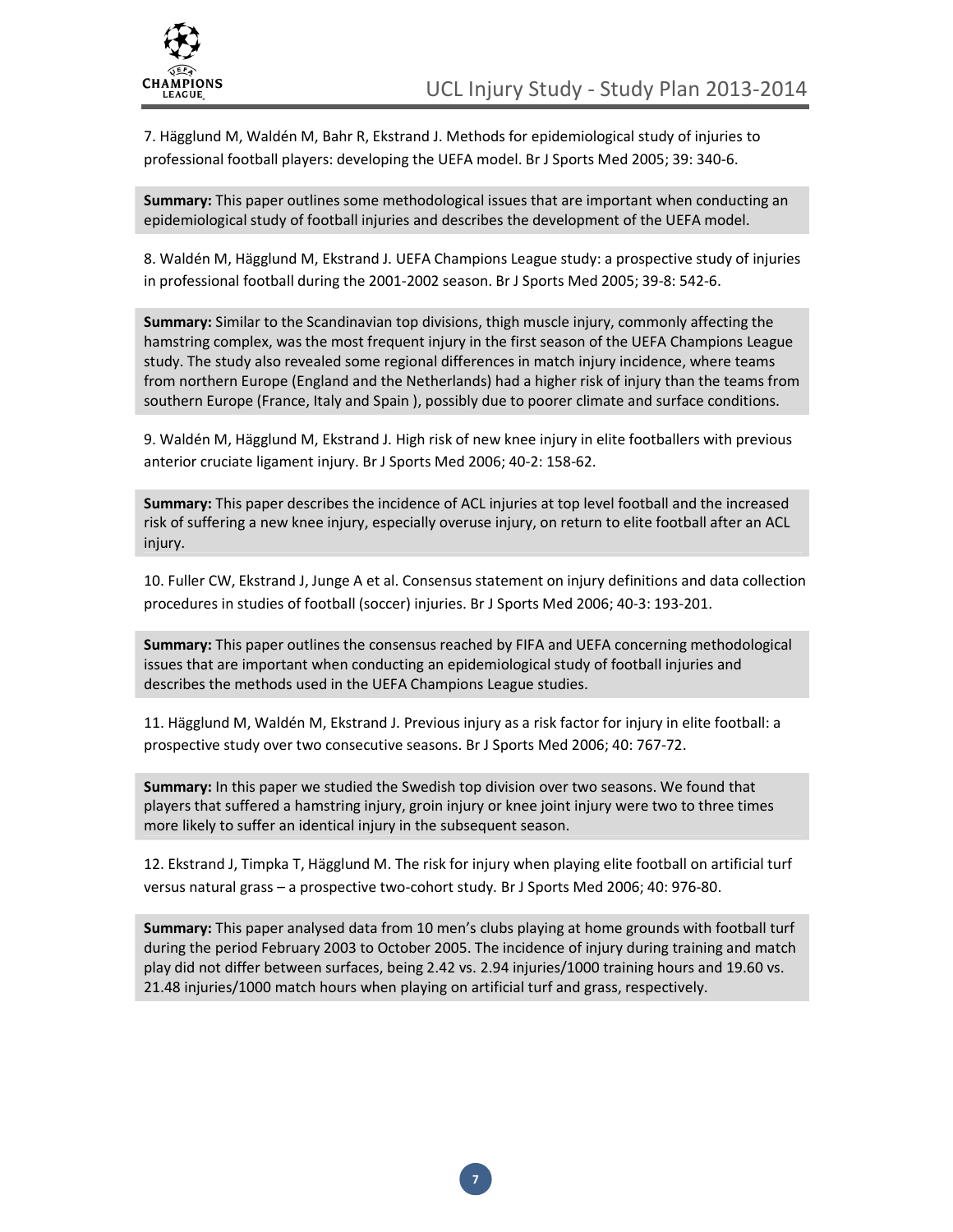7. Hägglund M, Waldén M, Bahr R, Ekstrand J. Methods for epidemiological study of injuries to professional football players: developing the UEFA model. Br J Sports Med 2005; 39: 340-6.

**Summary:** This paper outlines some methodological issues that are important when conducting an epidemiological study of football injuries and describes the development of the UEFA model.

8. Waldén M, Hägglund M, Ekstrand J. UEFA Champions League study: a prospective study of injuries in professional football during the 2001-2002 season. Br J Sports Med 2005; 39-8: 542-6.

**Summary:** Similar to the Scandinavian top divisions, thigh muscle injury, commonly affecting the hamstring complex, was the most frequent injury in the first season of the UEFA Champions League study. The study also revealed some regional differences in match injury incidence, where teams from northern Europe (England and the Netherlands) had a higher risk of injury than the teams from southern Europe (France, Italy and Spain ), possibly due to poorer climate and surface conditions.

9. Waldén M, Hägglund M, Ekstrand J. High risk of new knee injury in elite footballers with previous anterior cruciate ligament injury. Br J Sports Med 2006; 40-2: 158-62.

**Summary:** This paper describes the incidence of ACL injuries at top level football and the increased risk of suffering a new knee injury, especially overuse injury, on return to elite football after an ACL injury.

10. Fuller CW, Ekstrand J, Junge A et al. Consensus statement on injury definitions and data collection procedures in studies of football (soccer) injuries. Br J Sports Med 2006; 40-3: 193-201.

**Summary:** This paper outlines the consensus reached by FIFA and UEFA concerning methodological issues that are important when conducting an epidemiological study of football injuries and describes the methods used in the UEFA Champions League studies.

11. Hägglund M, Waldén M, Ekstrand J. Previous injury as a risk factor for injury in elite football: a prospective study over two consecutive seasons. Br J Sports Med 2006; 40: 767-72.

**Summary:** In this paper we studied the Swedish top division over two seasons. We found that players that suffered a hamstring injury, groin injury or knee joint injury were two to three times more likely to suffer an identical injury in the subsequent season.

12. Ekstrand J, Timpka T, Hägglund M. The risk for injury when playing elite football on artificial turf versus natural grass – a prospective two-cohort study. Br J Sports Med 2006; 40: 976-80.

**Summary:** This paper analysed data from 10 men's clubs playing at home grounds with football turf during the period February 2003 to October 2005. The incidence of injury during training and match play did not differ between surfaces, being 2.42 vs. 2.94 injuries/1000 training hours and 19.60 vs. 21.48 injuries/1000 match hours when playing on artificial turf and grass, respectively.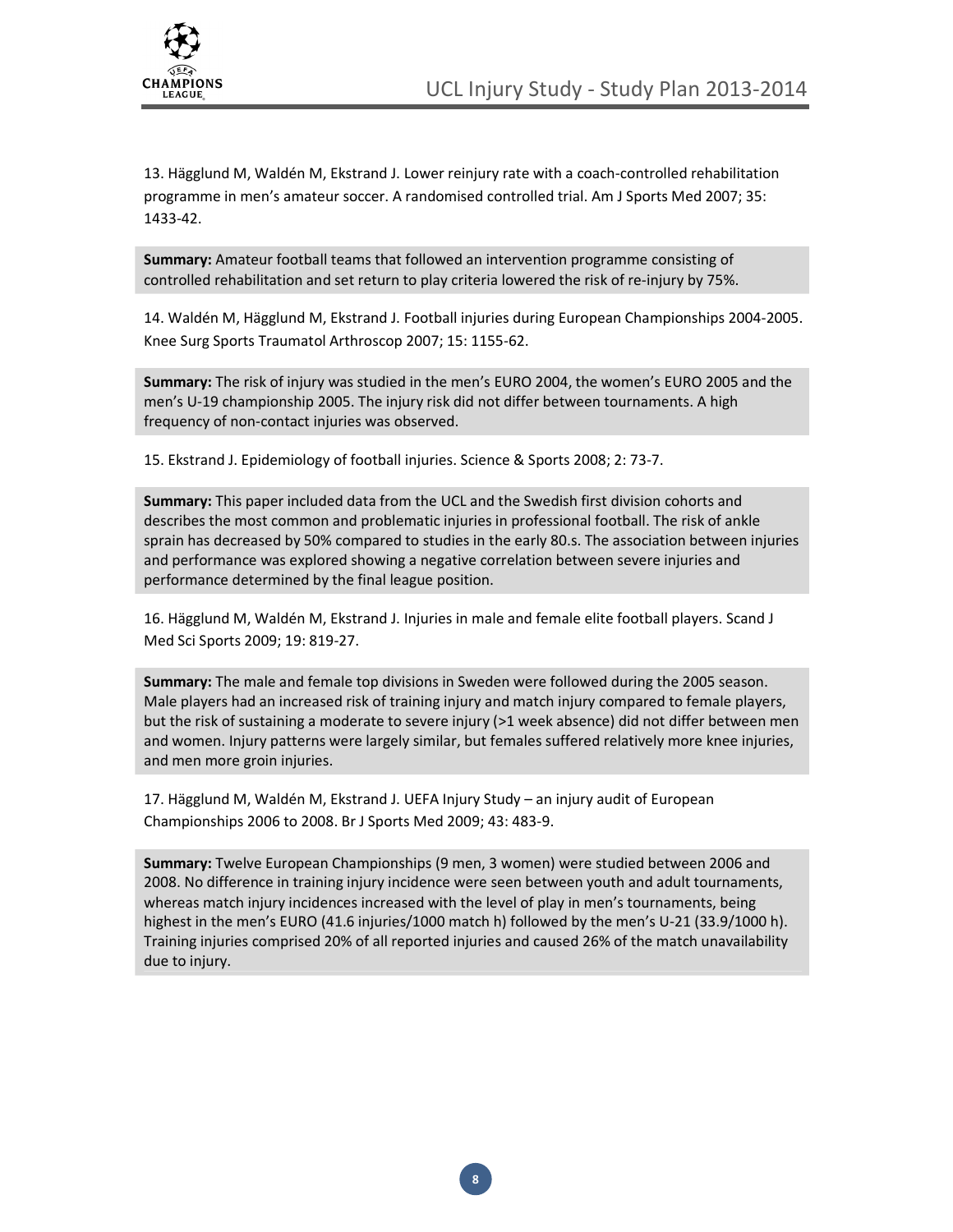13. Hägglund M, Waldén M, Ekstrand J. Lower reinjury rate with a coach-controlled rehabilitation programme in men's amateur soccer. A randomised controlled trial. Am J Sports Med 2007; 35: 1433-42.

**Summary:** Amateur football teams that followed an intervention programme consisting of controlled rehabilitation and set return to play criteria lowered the risk of re-injury by 75%.

14. Waldén M, Hägglund M, Ekstrand J. Football injuries during European Championships 2004-2005. Knee Surg Sports Traumatol Arthroscop 2007; 15: 1155-62.

**Summary:** The risk of injury was studied in the men's EURO 2004, the women's EURO 2005 and the men's U-19 championship 2005. The injury risk did not differ between tournaments. A high frequency of non-contact injuries was observed.

15. Ekstrand J. Epidemiology of football injuries. Science & Sports 2008; 2: 73-7.

**Summary:** This paper included data from the UCL and the Swedish first division cohorts and describes the most common and problematic injuries in professional football. The risk of ankle sprain has decreased by 50% compared to studies in the early 80.s. The association between injuries and performance was explored showing a negative correlation between severe injuries and performance determined by the final league position.

16. Hägglund M, Waldén M, Ekstrand J. Injuries in male and female elite football players. Scand J Med Sci Sports 2009; 19: 819-27.

**Summary:** The male and female top divisions in Sweden were followed during the 2005 season. Male players had an increased risk of training injury and match injury compared to female players, but the risk of sustaining a moderate to severe injury (>1 week absence) did not differ between men and women. Injury patterns were largely similar, but females suffered relatively more knee injuries, and men more groin injuries.

17. Hägglund M, Waldén M, Ekstrand J. UEFA Injury Study – an injury audit of European Championships 2006 to 2008. Br J Sports Med 2009; 43: 483-9.

**Summary:** Twelve European Championships (9 men, 3 women) were studied between 2006 and 2008. No difference in training injury incidence were seen between youth and adult tournaments, whereas match injury incidences increased with the level of play in men's tournaments, being highest in the men's EURO (41.6 injuries/1000 match h) followed by the men's U-21 (33.9/1000 h). Training injuries comprised 20% of all reported injuries and caused 26% of the match unavailability due to injury.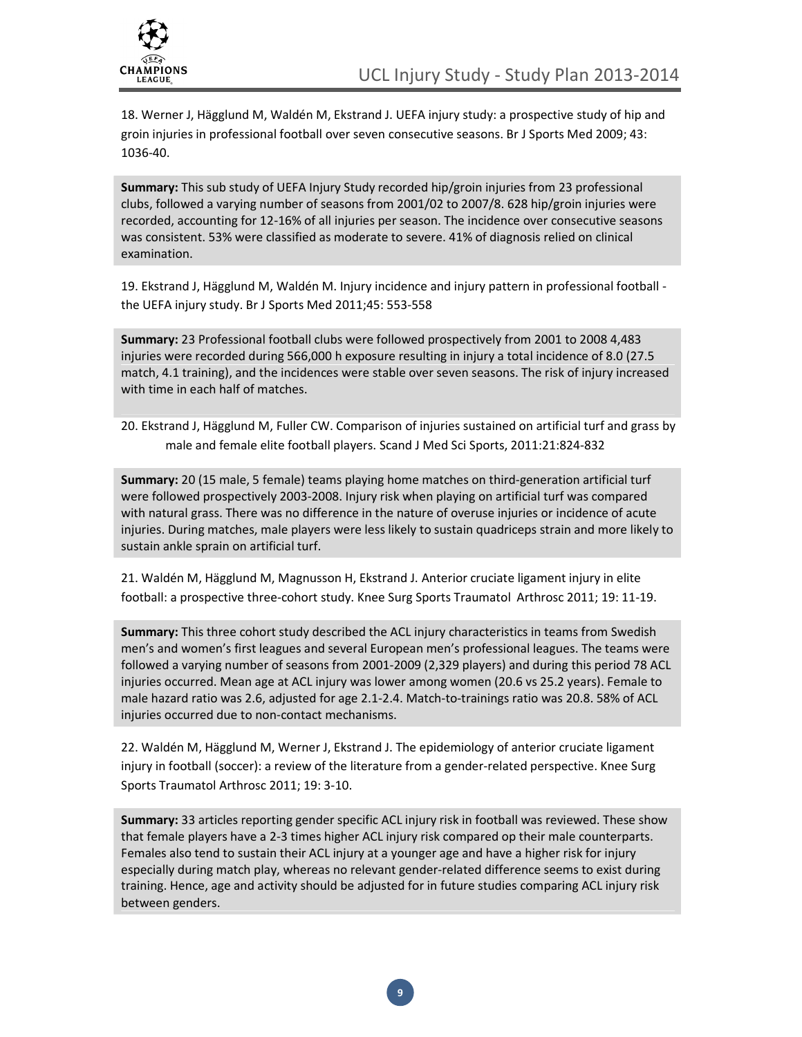18. Werner J, Hägglund M, Waldén M, Ekstrand J. UEFA injury study: a prospective study of hip and groin injuries in professional football over seven consecutive seasons. Br J Sports Med 2009; 43: 1036-40.

**Summary:** This sub study of UEFA Injury Study recorded hip/groin injuries from 23 professional clubs, followed a varying number of seasons from 2001/02 to 2007/8. 628 hip/groin injuries were recorded, accounting for 12-16% of all injuries per season. The incidence over consecutive seasons was consistent. 53% were classified as moderate to severe. 41% of diagnosis relied on clinical examination.

19. Ekstrand J, Hägglund M, Waldén M. Injury incidence and injury pattern in professional football - the UEFA injury study. Br J Sports Med 2011;45: 553-558

**Summary:** 23 Professional football clubs were followed prospectively from 2001 to 2008 4,483 injuries were recorded during 566,000 h exposure resulting in injury a total incidence of 8.0 (27.5 match, 4.1 training), and the incidences were stable over seven seasons. The risk of injury increased with time in each half of matches.

20. Ekstrand J, Hägglund M, Fuller CW. Comparison of injuries sustained on artificial turf and grass by male and female elite football players. Scand J Med Sci Sports, 2011:21:824-832

**Summary:** 20 (15 male, 5 female) teams playing home matches on third-generation artificial turf were followed prospectively 2003-2008. Injury risk when playing on artificial turf was compared with natural grass. There was no difference in the nature of overuse injuries or incidence of acute injuries. During matches, male players were less likely to sustain quadriceps strain and more likely to sustain ankle sprain on artificial turf.

21. Waldén M, Hägglund M, Magnusson H, Ekstrand J. Anterior cruciate ligament injury in elite football: a prospective three-cohort study. Knee Surg Sports Traumatol Arthrosc 2011; 19: 11-19.

**Summary:** This three cohort study described the ACL injury characteristics in teams from Swedish men's and women's first leagues and several European men's professional leagues. The teams were followed a varying number of seasons from 2001-2009 (2,329 players) and during this period 78 ACL injuries occurred. Mean age at ACL injury was lower among women (20.6 vs 25.2 years). Female to male hazard ratio was 2.6, adjusted for age 2.1-2.4. Match-to-trainings ratio was 20.8. 58% of ACL injuries occurred due to non-contact mechanisms.

22. Waldén M, Hägglund M, Werner J, Ekstrand J. The epidemiology of anterior cruciate ligament injury in football (soccer): a review of the literature from a gender-related perspective. Knee Surg Sports Traumatol Arthrosc 2011; 19: 3-10.

**Summary:** 33 articles reporting gender specific ACL injury risk in football was reviewed. These show that female players have a 2-3 times higher ACL injury risk compared op their male counterparts. Females also tend to sustain their ACL injury at a younger age and have a higher risk for injury especially during match play, whereas no relevant gender-related difference seems to exist during training. Hence, age and activity should be adjusted for in future studies comparing ACL injury risk between genders.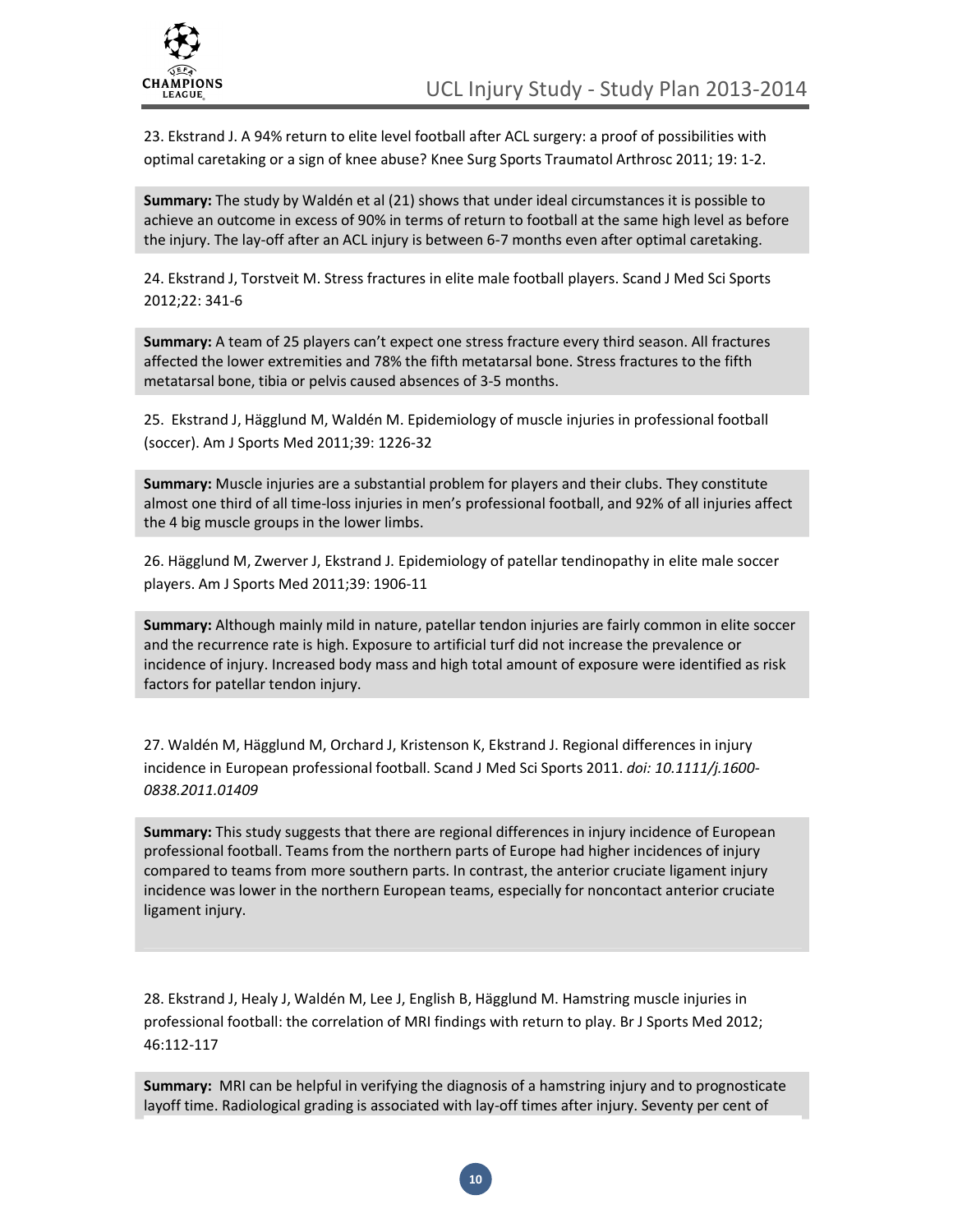23. Ekstrand J. A 94% return to elite level football after ACL surgery: a proof of possibilities with optimal caretaking or a sign of knee abuse? Knee Surg Sports Traumatol Arthrosc 2011; 19: 1-2.

**Summary:** The study by Waldén et al (21) shows that under ideal circumstances it is possible to achieve an outcome in excess of 90% in terms of return to football at the same high level as before the injury. The lay-off after an ACL injury is between 6-7 months even after optimal caretaking.

24. Ekstrand J, Torstveit M. Stress fractures in elite male football players. Scand J Med Sci Sports 2012;22: 341-6

**Summary:** A team of 25 players can't expect one stress fracture every third season. All fractures affected the lower extremities and 78% the fifth metatarsal bone. Stress fractures to the fifth metatarsal bone, tibia or pelvis caused absences of 3-5 months.

25. Ekstrand J, Hägglund M, Waldén M. Epidemiology of muscle injuries in professional football (soccer). Am J Sports Med 2011;39: 1226-32

**Summary:** Muscle injuries are a substantial problem for players and their clubs. They constitute almost one third of all time-loss injuries in men's professional football, and 92% of all injuries affect the 4 big muscle groups in the lower limbs.

26. Hägglund M, Zwerver J, Ekstrand J. Epidemiology of patellar tendinopathy in elite male soccer players. Am J Sports Med 2011;39: 1906-11

**Summary:** Although mainly mild in nature, patellar tendon injuries are fairly common in elite soccer and the recurrence rate is high. Exposure to artificial turf did not increase the prevalence or incidence of injury. Increased body mass and high total amount of exposure were identified as risk factors for patellar tendon injury.

27. Waldén M, Hägglund M, Orchard J, Kristenson K, Ekstrand J. Regional differences in injury incidence in European professional football. Scand J Med Sci Sports 2011. *doi: 10.1111/j.1600-0838.2011.01409*

**Summary:** This study suggests that there are regional differences in injury incidence of European professional football. Teams from the northern parts of Europe had higher incidences of injury compared to teams from more southern parts. In contrast, the anterior cruciate ligament injury incidence was lower in the northern European teams, especially for noncontact anterior cruciate ligament injury.

28. Ekstrand J, Healy J, Waldén M, Lee J, English B, Hägglund M. Hamstring muscle injuries in professional football: the correlation of MRI findings with return to play. Br J Sports Med 2012; 46:112-117

**Summary:** MRI can be helpful in verifying the diagnosis of a hamstring injury and to prognosticate layoff time. Radiological grading is associated with lay-off times after injury. Seventy per cent of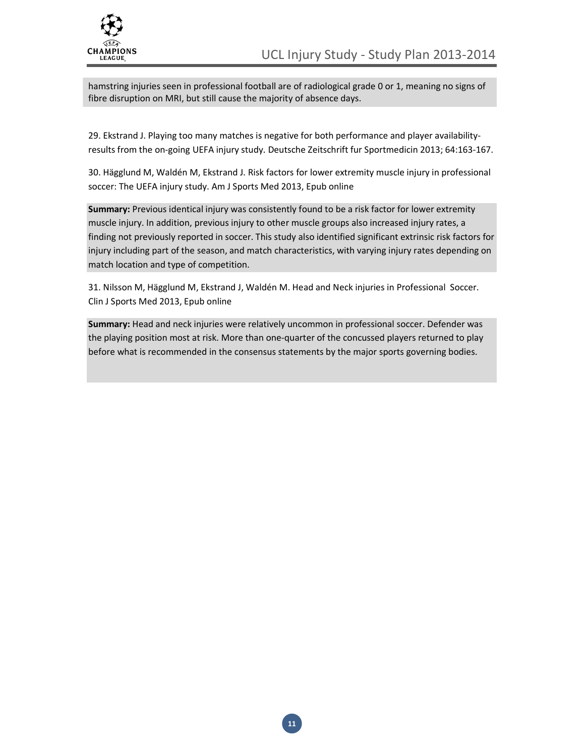hamstring injuries seen in professional football are of radiological grade 0 or 1, meaning no signs of fibre disruption on MRI, but still cause the majority of absence days.

29. Ekstrand J. Playing too many matches is negative for both performance and player availability- results from the on-going UEFA injury study. Deutsche Zeitschrift fur Sportmedicin 2013; 64:163-167.

30. Hägglund M, Waldén M, Ekstrand J. Risk factors for lower extremity muscle injury in professional soccer: The UEFA injury study. Am J Sports Med 2013, Epub online

**Summary:** Previous identical injury was consistently found to be a risk factor for lower extremity muscle injury. In addition, previous injury to other muscle groups also increased injury rates, a finding not previously reported in soccer. This study also identified significant extrinsic risk factors for injury including part of the season, and match characteristics, with varying injury rates depending on match location and type of competition.

31. Nilsson M, Hägglund M, Ekstrand J, Waldén M. Head and Neck injuries in Professional Soccer. Clin J Sports Med 2013, Epub online

**Summary:** Head and neck injuries were relatively uncommon in professional soccer. Defender was the playing position most at risk. More than one-quarter of the concussed players returned to play before what is recommended in the consensus statements by the major sports governing bodies.